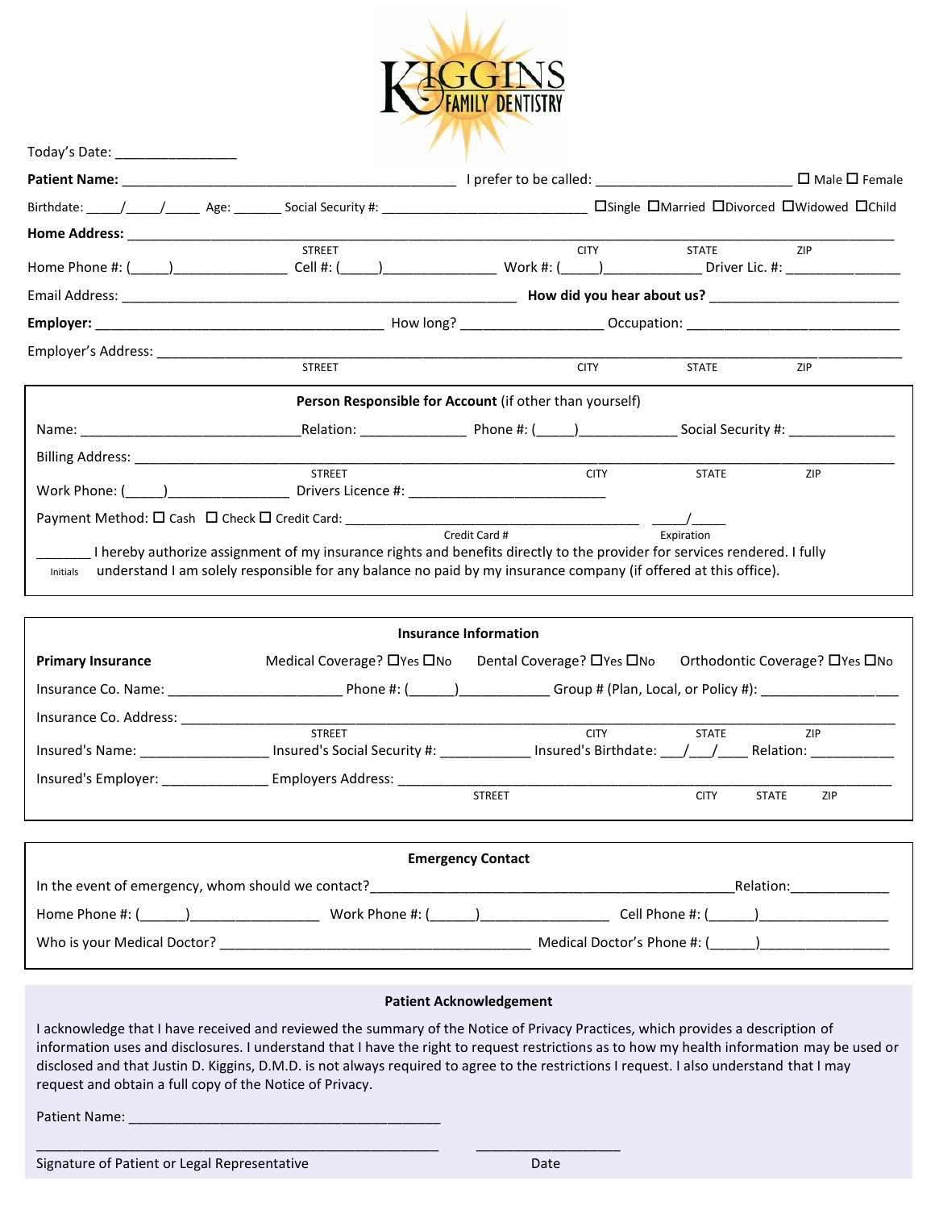# KIGGINS FAMILY DENTISTRY

Today's Date: _______________

**Patient Name:** ___________________________________________ I prefer to be called: _________________________ ☐ Male ☐ Female

Birthdate: _____/_____/_____ Age: _______ Social Security #: ___________________________ ☐Single ☐Married ☐Divorced ☐Widowed ☐Child

**Home Address:** ______________________________________________________________________________________
STREET CITY STATE ZIP

Home Phone #: (_____)_______________ Cell #: (_____)_______________ Work #: (_____)_____________ Driver Lic. #: _______________

Email Address: ___________________________________________________ **How did you hear about us?** _________________________

**Employer:** ____________________________________ How long? __________________ Occupation: ____________________________

Employer's Address: __________________________________________________________________________________________
STREET CITY STATE ZIP

---

**Person Responsible for Account** (if other than yourself)

Name: ____________________________Relation: ______________ Phone #: (_____)_____________ Social Security #: ______________

Billing Address: ____________________________________________________________________________________________
STREET CITY STATE ZIP

Work Phone: (_____)________________ Drivers Licence #: _________________________

Payment Method: ☐ Cash ☐ Check ☐ Credit Card: _______________________________________ _____/_____
Credit Card # Expiration

_______ I hereby authorize assignment of my insurance rights and benefits directly to the provider for services rendered. I fully
Initials understand I am solely responsible for any balance no paid by my insurance company (if offered at this office).

---

**Insurance Information**

**Primary Insurance** Medical Coverage? ☐Yes ☐No Dental Coverage? ☐Yes ☐No Orthodontic Coverage? ☐Yes ☐No

Insurance Co. Name: ______________________ Phone #: (______)___________ Group # (Plan, Local, or Policy #): __________________

Insurance Co. Address: ______________________________________________________________________________________
STREET CITY STATE ZIP

Insured's Name: ________________ Insured's Social Security #: ____________ Insured's Birthdate: ___/___/____ Relation: ___________

Insured's Employer: ______________ Employers Address: ______________________________________________________________
STREET CITY STATE ZIP

---

**Emergency Contact**

In the event of emergency, whom should we contact?_____________________________________________Relation:_____________

Home Phone #: (______)_________________ Work Phone #: (______)_________________ Cell Phone #: (______)_________________

Who is your Medical Doctor? ______________________________________ Medical Doctor's Phone #: (______)_________________

---

**Patient Acknowledgement**

I acknowledge that I have received and reviewed the summary of the Notice of Privacy Practices, which provides a description of information uses and disclosures. I understand that I have the right to request restrictions as to how my health information may be used or disclosed and that Justin D. Kiggins, D.M.D. is not always required to agree to the restrictions I request. I also understand that I may request and obtain a full copy of the Notice of Privacy.

Patient Name: __________________________________________

_______________________________________________________ ___________________
Signature of Patient or Legal Representative Date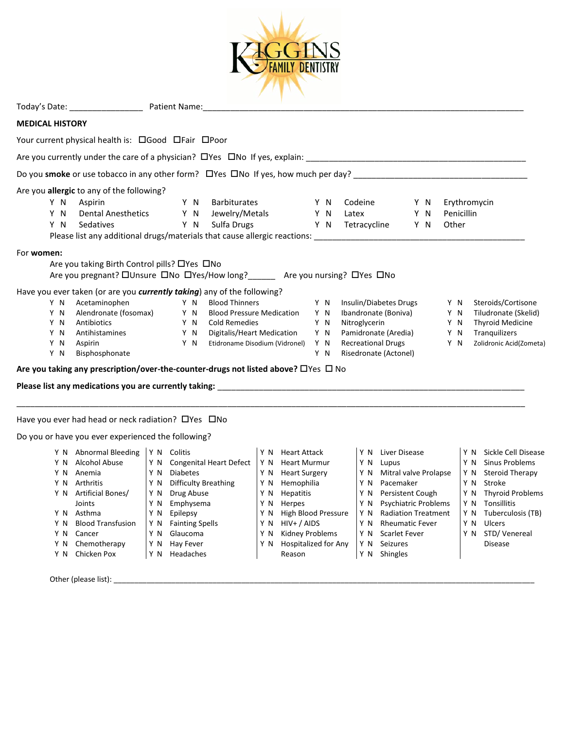KIGGINS FAMILY DENTISTRY

Today's Date: ________________ Patient Name: ______________________________________________

## MEDICAL HISTORY

Your current physical health is: ☐Good ☐Fair ☐Poor

Are you currently under the care of a physician? ☐Yes ☐No If yes, explain: ______________________________

Do you **smoke** or use tobacco in any other form? ☐Yes ☐No If yes, how much per day? ______________________

Are you **allergic** to any of the following?

| | | | | | | | |
|---|---|---|---|---|---|---|---|
| Y N | Aspirin | Y N | Barbiturates | Y N | Codeine | Y N | Erythromycin |
| Y N | Dental Anesthetics | Y N | Jewelry/Metals | Y N | Latex | Y N | Penicillin |
| Y N | Sedatives | Y N | Sulfa Drugs | Y N | Tetracycline | Y N | Other |

Please list any additional drugs/materials that cause allergic reactions: ______________________________

For **women:**

Are you taking Birth Control pills? ☐Yes ☐No

Are you pregnant? ☐Unsure ☐No ☐Yes/How long?______ Are you nursing? ☐Yes ☐No

Have you ever taken (or are you ***currently taking***) any of the following?

| | | | | | | | |
|---|---|---|---|---|---|---|---|
| Y N | Acetaminophen | Y N | Blood Thinners | Y N | Insulin/Diabetes Drugs | Y N | Steroids/Cortisone |
| Y N | Alendronate (fosomax) | Y N | Blood Pressure Medication | Y N | Ibandronate (Boniva) | Y N | Tiludronate (Skelid) |
| Y N | Antibiotics | Y N | Cold Remedies | Y N | Nitroglycerin | Y N | Thyroid Medicine |
| Y N | Antihistamines | Y N | Digitalis/Heart Medication | Y N | Pamidronate (Aredia) | Y N | Tranquilizers |
| Y N | Aspirin | Y N | Etidroname Disodium (Vidronel) | Y N | Recreational Drugs | Y N | Zolidronic Acid(Zometa) |
| Y N | Bisphosphonate | | | Y N | Risedronate (Actonel) | | |

**Are you taking any prescription/over-the-counter-drugs not listed above?** ☐Yes ☐ No

**Please list any medications you are currently taking:** ______________________________

______________________________________________________________________________

Have you ever had head or neck radiation? ☐Yes ☐No

Do you or have you ever experienced the following?

| | | | | | | | | | |
|---|---|---|---|---|---|---|---|---|---|
| Y N | Abnormal Bleeding | Y N | Colitis | Y N | Heart Attack | Y N | Liver Disease | Y N | Sickle Cell Disease |
| Y N | Alcohol Abuse | Y N | Congenital Heart Defect | Y N | Heart Murmur | Y N | Lupus | Y N | Sinus Problems |
| Y N | Anemia | Y N | Diabetes | Y N | Heart Surgery | Y N | Mitral valve Prolapse | Y N | Steroid Therapy |
| Y N | Arthritis | Y N | Difficulty Breathing | Y N | Hemophilia | Y N | Pacemaker | Y N | Stroke |
| Y N | Artificial Bones/ Joints | Y N | Drug Abuse | Y N | Hepatitis | Y N | Persistent Cough | Y N | Thyroid Problems |
| | | Y N | Emphysema | Y N | Herpes | Y N | Psychiatric Problems | Y N | Tonsillitis |
| Y N | Asthma | Y N | Epilepsy | Y N | High Blood Pressure | Y N | Radiation Treatment | Y N | Tuberculosis (TB) |
| Y N | Blood Transfusion | Y N | Fainting Spells | Y N | HIV+ / AIDS | Y N | Rheumatic Fever | Y N | Ulcers |
| Y N | Cancer | Y N | Glaucoma | Y N | Kidney Problems | Y N | Scarlet Fever | Y N | STD/ Venereal Disease |
| Y N | Chemotherapy | Y N | Hay Fever | Y N | Hospitalized for Any Reason | Y N | Seizures | | |
| Y N | Chicken Pox | Y N | Headaches | | | Y N | Shingles | | |

Other (please list): ______________________________________________________________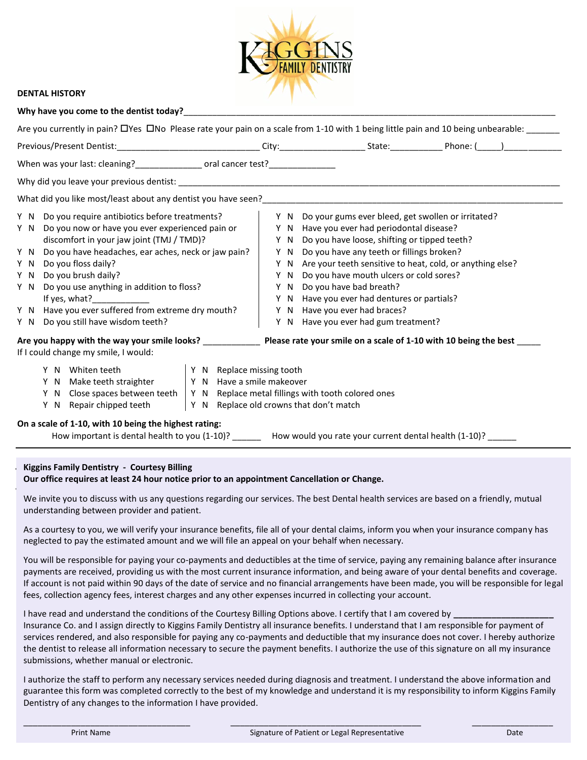KIGGINS FAMILY DENTISTRY

**DENTAL HISTORY**

**Why have you come to the dentist today?**_______________________________________________

Are you currently in pain? ☐Yes ☐No Please rate your pain on a scale from 1-10 with 1 being little pain and 10 being unbearable: _______

Previous/Present Dentist:_____________________________ City:_________________ State:__________ Phone: (_____)____________

When was your last: cleaning?_____________ oral cancer test?_____________

Why did you leave your previous dentist: _______________________________________________

What did you like most/least about any dentist you have seen?_______________________________________________

Y N Do you require antibiotics before treatments?
Y N Do you now or have you ever experienced pain or discomfort in your jaw joint (TMJ / TMD)?
Y N Do you have headaches, ear aches, neck or jaw pain?
Y N Do you floss daily?
Y N Do you brush daily?
Y N Do you use anything in addition to floss? If yes, what?___________
Y N Have you ever suffered from extreme dry mouth?
Y N Do you still have wisdom teeth?

Y N Do your gums ever bleed, get swollen or irritated?
Y N Have you ever had periodontal disease?
Y N Do you have loose, shifting or tipped teeth?
Y N Do you have any teeth or fillings broken?
Y N Are your teeth sensitive to heat, cold, or anything else?
Y N Do you have mouth ulcers or cold sores?
Y N Do you have bad breath?
Y N Have you ever had dentures or partials?
Y N Have you ever had braces?
Y N Have you ever had gum treatment?

**Are you happy with the way your smile looks?** ___________ **Please rate your smile on a scale of 1-10 with 10 being the best** _____

If I could change my smile, I would:

Y N Whiten teeth
Y N Make teeth straighter
Y N Close spaces between teeth
Y N Repair chipped teeth

Y N Replace missing tooth
Y N Have a smile makeover
Y N Replace metal fillings with tooth colored ones
Y N Replace old crowns that don't match

**On a scale of 1-10, with 10 being the highest rating:**

How important is dental health to you (1-10)? ______ How would you rate your current dental health (1-10)? ______

---

**Kiggins Family Dentistry - Courtesy Billing**
**Our office requires at least 24 hour notice prior to an appointment Cancellation or Change.**

We invite you to discuss with us any questions regarding our services. The best Dental health services are based on a friendly, mutual understanding between provider and patient.

As a courtesy to you, we will verify your insurance benefits, file all of your dental claims, inform you when your insurance company has neglected to pay the estimated amount and we will file an appeal on your behalf when necessary.

You will be responsible for paying your co-payments and deductibles at the time of service, paying any remaining balance after insurance payments are received, providing us with the most current insurance information, and being aware of your dental benefits and coverage. If account is not paid within 90 days of the date of service and no financial arrangements have been made, you will be responsible for legal fees, collection agency fees, interest charges and any other expenses incurred in collecting your account.

I have read and understand the conditions of the Courtesy Billing Options above. I certify that I am covered by ____________________ Insurance Co. and I assign directly to Kiggins Family Dentistry all insurance benefits. I understand that I am responsible for payment of services rendered, and also responsible for paying any co-payments and deductible that my insurance does not cover. I hereby authorize the dentist to release all information necessary to secure the payment benefits. I authorize the use of this signature on all my insurance submissions, whether manual or electronic.

I authorize the staff to perform any necessary services needed during diagnosis and treatment. I understand the above information and guarantee this form was completed correctly to the best of my knowledge and understand it is my responsibility to inform Kiggins Family Dentistry of any changes to the information I have provided.

_________________________ Print Name

_________________________ Signature of Patient or Legal Representative

_________________ Date